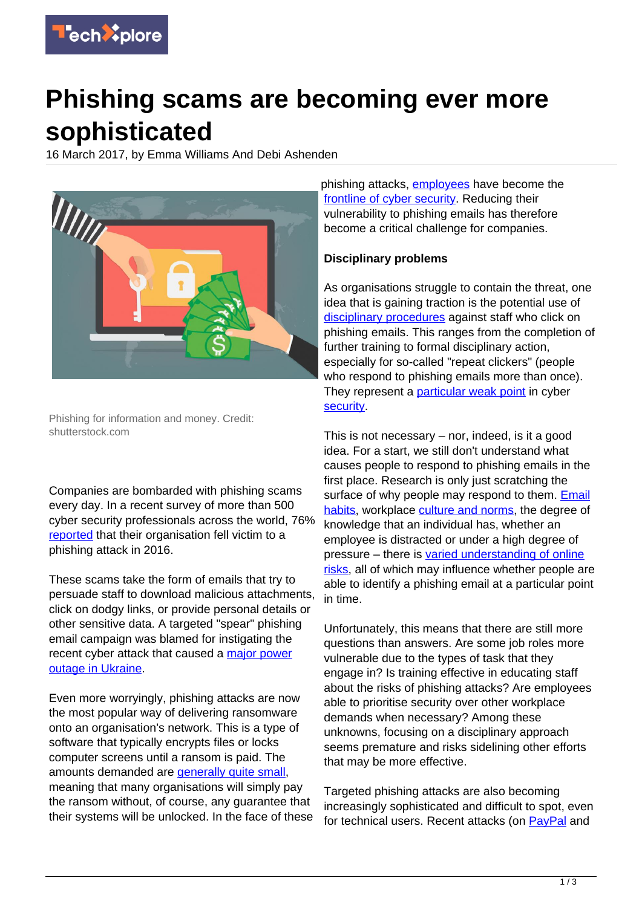# Phishing scams are becoming ever more sophisticated

16 March 2017, by Emma Williams And Debi Ashenden

Phishing for information and money. Credit: shutterstock.com

Companies are bombarded with phishing scams every day. In a recent survey of more than 500 cyber security professionals across the world, 76% reported that their organisation fell victim to a phishing attack in 2016.

These scams take the form of emails that try to persuade staff to download malicious attachments, click on dodgy links, or provide personal details or other sensitive data. A targeted "spear" phishing email campaign was blamed for instigating the recent cyber attack that caused a major power outage in Ukraine.

Even more worryingly, phishing attacks are now the most popular way of delivering ransomware onto an organisation's network. This is a type of software that typically encrypts files or locks computer screens until a ransom is paid. The amounts demanded are generally quite small, meaning that many organisations will simply pay the ransom without, of course, any guarantee that their systems will be unlocked. In the face of these phishing attacks, employees have become the frontline of cyber security. Reducing their vulnerability to phishing emails has therefore become a critical challenge for companies.

**Disciplinary problems**

As organisations struggle to contain the threat, one idea that is gaining traction is the potential use of disciplinary procedures against staff who click on phishing emails. This ranges from the completion of further training to formal disciplinary action, especially for so-called "repeat clickers" (people who respond to phishing emails more than once). They represent a particular weak point in cyber security.

This is not necessary – nor, indeed, is it a good idea. For a start, we still don't understand what causes people to respond to phishing emails in the first place. Research is only just scratching the surface of why people may respond to them. Email habits, workplace culture and norms, the degree of knowledge that an individual has, whether an employee is distracted or under a high degree of pressure – there is varied understanding of online risks, all of which may influence whether people are able to identify a phishing email at a particular point in time.

Unfortunately, this means that there are still more questions than answers. Are some job roles more vulnerable due to the types of task that they engage in? Is training effective in educating staff about the risks of phishing attacks? Are employees able to prioritise security over other workplace demands when necessary? Among these unknowns, focusing on a disciplinary approach seems premature and risks sidelining other efforts that may be more effective.

Targeted phishing attacks are also becoming increasingly sophisticated and difficult to spot, even for technical users. Recent attacks (on PayPal and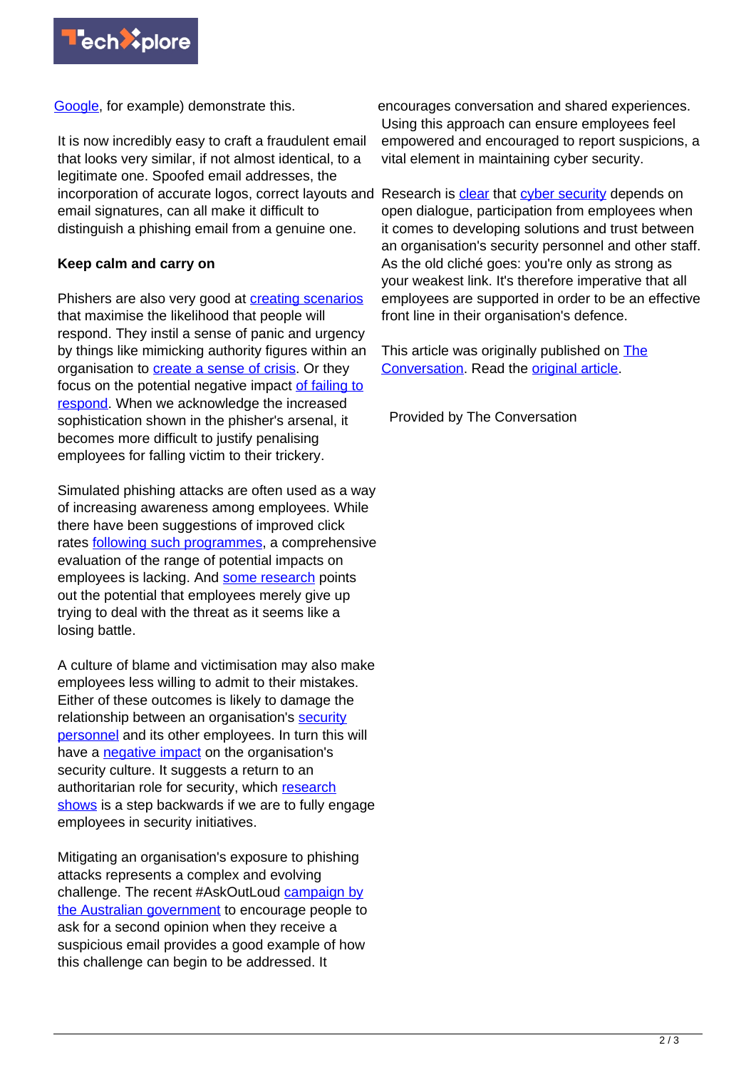Google, for example) demonstrate this.

It is now incredibly easy to craft a fraudulent email that looks very similar, if not almost identical, to a legitimate one. Spoofed email addresses, the incorporation of accurate logos, correct layouts and email signatures, can all make it difficult to distinguish a phishing email from a genuine one.

**Keep calm and carry on**

Phishers are also very good at creating scenarios that maximise the likelihood that people will respond. They instil a sense of panic and urgency by things like mimicking authority figures within an organisation to create a sense of crisis. Or they focus on the potential negative impact of failing to respond. When we acknowledge the increased sophistication shown in the phisher's arsenal, it becomes more difficult to justify penalising employees for falling victim to their trickery.

Simulated phishing attacks are often used as a way of increasing awareness among employees. While there have been suggestions of improved click rates following such programmes, a comprehensive evaluation of the range of potential impacts on employees is lacking. And some research points out the potential that employees merely give up trying to deal with the threat as it seems like a losing battle.

A culture of blame and victimisation may also make employees less willing to admit to their mistakes. Either of these outcomes is likely to damage the relationship between an organisation's security personnel and its other employees. In turn this will have a negative impact on the organisation's security culture. It suggests a return to an authoritarian role for security, which research shows is a step backwards if we are to fully engage employees in security initiatives.

Mitigating an organisation's exposure to phishing attacks represents a complex and evolving challenge. The recent #AskOutLoud campaign by the Australian government to encourage people to ask for a second opinion when they receive a suspicious email provides a good example of how this challenge can begin to be addressed. It encourages conversation and shared experiences. Using this approach can ensure employees feel empowered and encouraged to report suspicions, a vital element in maintaining cyber security.

Research is clear that cyber security depends on open dialogue, participation from employees when it comes to developing solutions and trust between an organisation's security personnel and other staff. As the old cliché goes: you're only as strong as your weakest link. It's therefore imperative that all employees are supported in order to be an effective front line in their organisation's defence.

This article was originally published on The Conversation. Read the original article.

Provided by The Conversation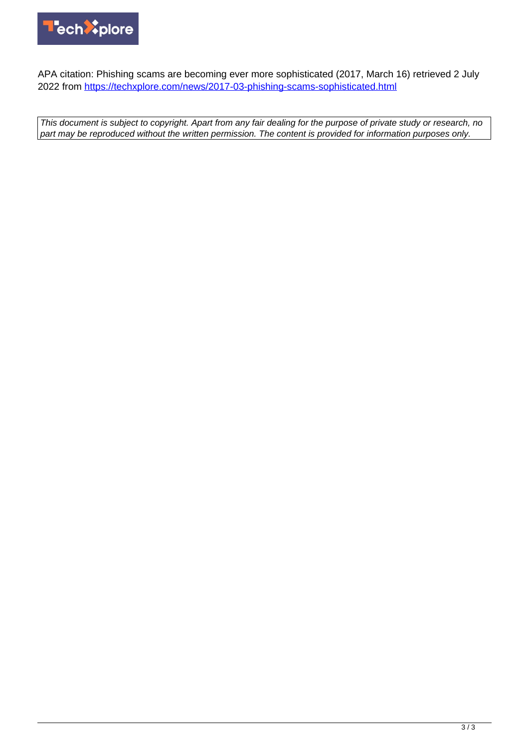APA citation: Phishing scams are becoming ever more sophisticated (2017, March 16) retrieved 2 July 2022 from https://techxplore.com/news/2017-03-phishing-scams-sophisticated.html

*This document is subject to copyright. Apart from any fair dealing for the purpose of private study or research, no part may be reproduced without the written permission. The content is provided for information purposes only.*